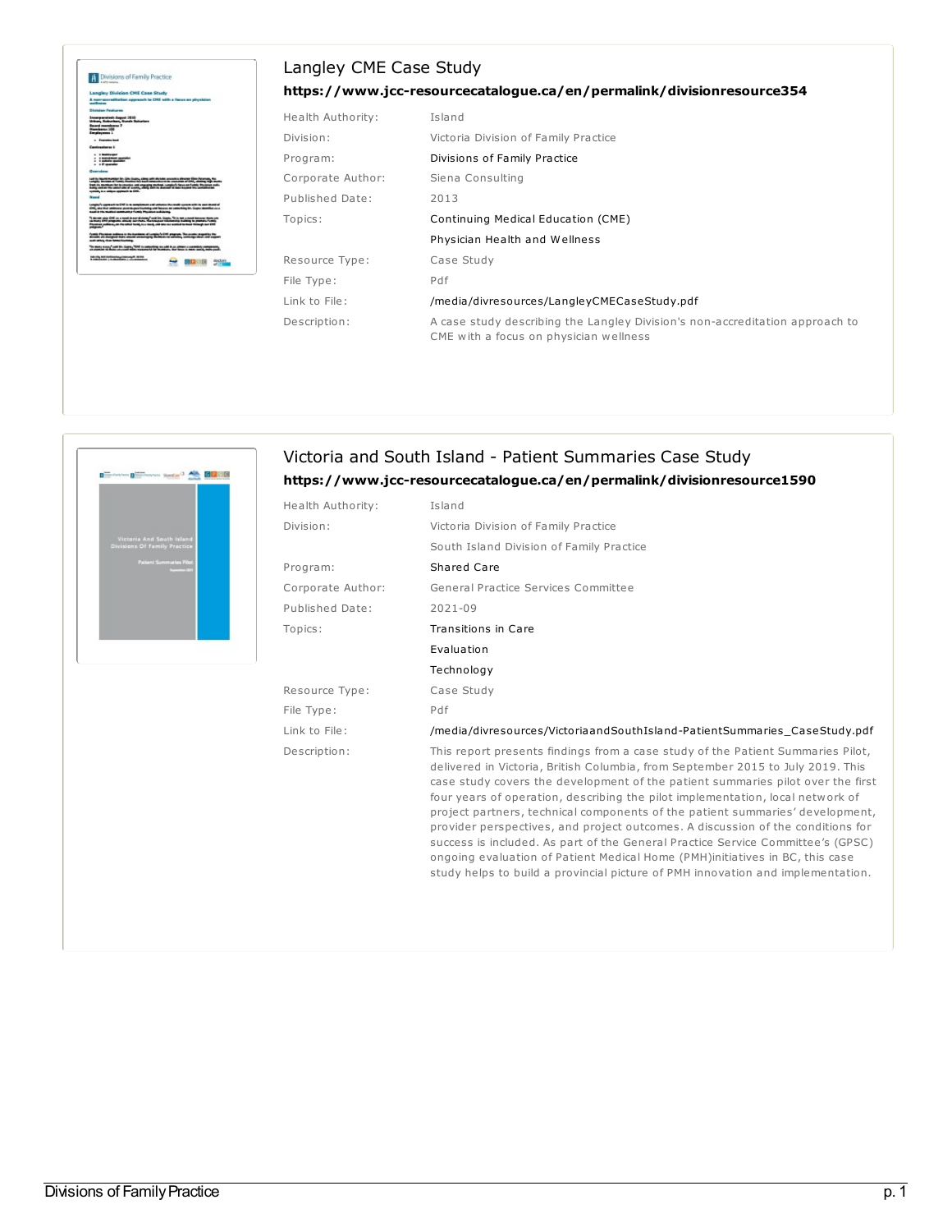## Langley CME Case Study

**https://www.jcc-resourcecatalogue.ca/en/permalink/divisionresource354**

| | |
|---|---|
| Health Authority: | Island |
| Division: | Victoria Division of Family Practice |
| Program: | Divisions of Family Practice |
| Corporate Author: | Siena Consulting |
| Published Date: | 2013 |
| Topics: | Continuing Medical Education (CME) |
| | Physician Health and Wellness |
| Resource Type: | Case Study |
| File Type: | Pdf |
| Link to File: | /media/divresources/LangleyCMECaseStudy.pdf |
| Description: | A case study describing the Langley Division's non-accreditation approach to CME with a focus on physician wellness |

## Victoria and South Island - Patient Summaries Case Study

**https://www.jcc-resourcecatalogue.ca/en/permalink/divisionresource1590**

| | |
|---|---|
| Health Authority: | Island |
| Division: | Victoria Division of Family Practice |
| | South Island Division of Family Practice |
| Program: | Shared Care |
| Corporate Author: | General Practice Services Committee |
| Published Date: | 2021-09 |
| Topics: | Transitions in Care |
| | Evaluation |
| | Technology |
| Resource Type: | Case Study |
| File Type: | Pdf |
| Link to File: | /media/divresources/VictoriaandSouthIsland-PatientSummaries_CaseStudy.pdf |
| Description: | This report presents findings from a case study of the Patient Summaries Pilot, delivered in Victoria, British Columbia, from September 2015 to July 2019. This case study covers the development of the patient summaries pilot over the first four years of operation, describing the pilot implementation, local network of project partners, technical components of the patient summaries' development, provider perspectives, and project outcomes. A discussion of the conditions for success is included. As part of the General Practice Service Committee's (GPSC) ongoing evaluation of Patient Medical Home (PMH)initiatives in BC, this case study helps to build a provincial picture of PMH innovation and implementation. |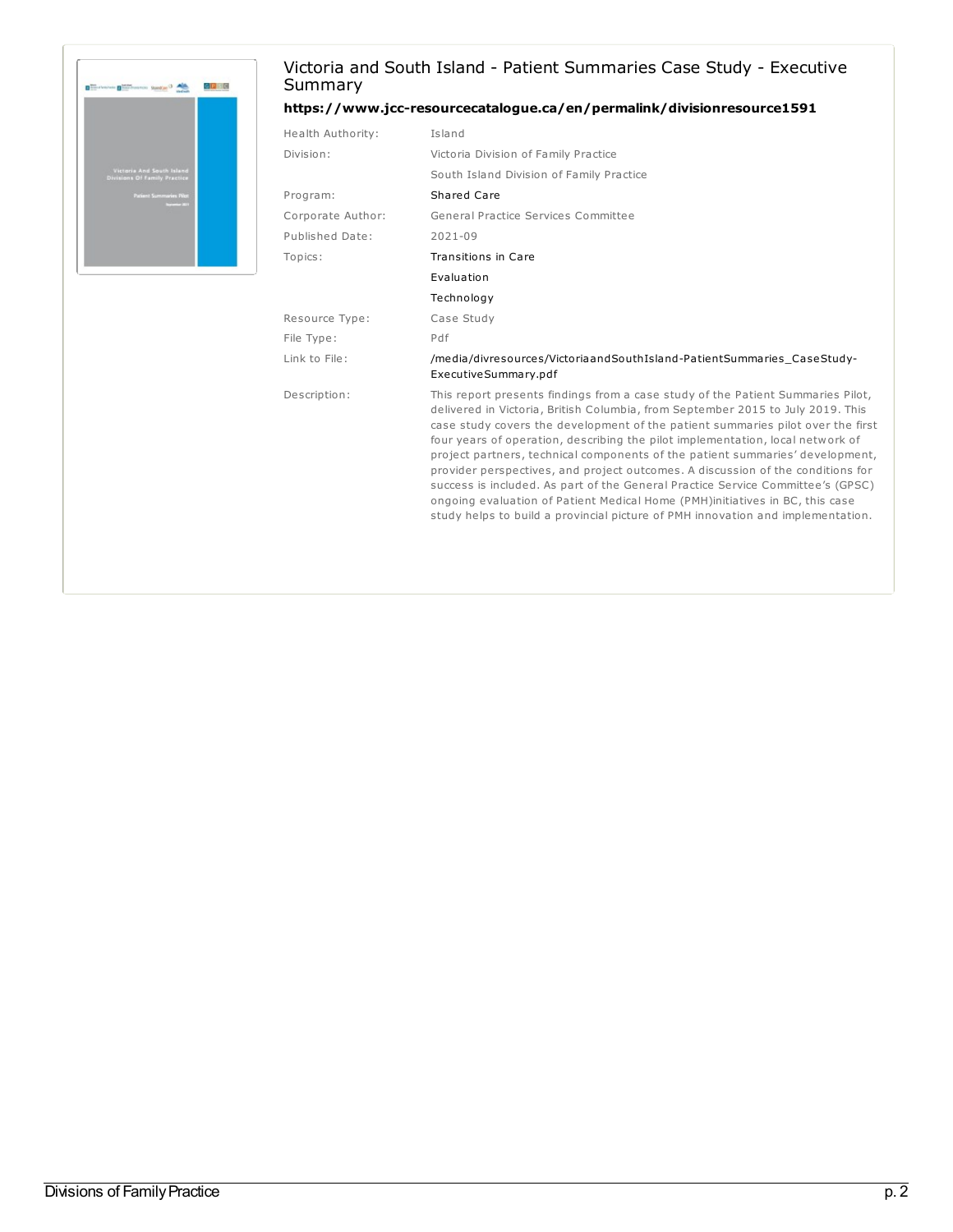## Victoria and South Island - Patient Summaries Case Study - Executive Summary

**https://www.jcc-resourcecatalogue.ca/en/permalink/divisionresource1591**

| | |
|---|---|
| Health Authority: | Island |
| Division: | Victoria Division of Family Practice |
| | South Island Division of Family Practice |
| Program: | Shared Care |
| Corporate Author: | General Practice Services Committee |
| Published Date: | 2021-09 |
| Topics: | Transitions in Care |
| | Evaluation |
| | Technology |
| Resource Type: | Case Study |
| File Type: | Pdf |
| Link to File: | /media/divresources/VictoriaandSouthIsland-PatientSummaries_CaseStudy-ExecutiveSummary.pdf |
| Description: | This report presents findings from a case study of the Patient Summaries Pilot, delivered in Victoria, British Columbia, from September 2015 to July 2019. This case study covers the development of the patient summaries pilot over the first four years of operation, describing the pilot implementation, local network of project partners, technical components of the patient summaries' development, provider perspectives, and project outcomes. A discussion of the conditions for success is included. As part of the General Practice Service Committee's (GPSC) ongoing evaluation of Patient Medical Home (PMH)initiatives in BC, this case study helps to build a provincial picture of PMH innovation and implementation. |